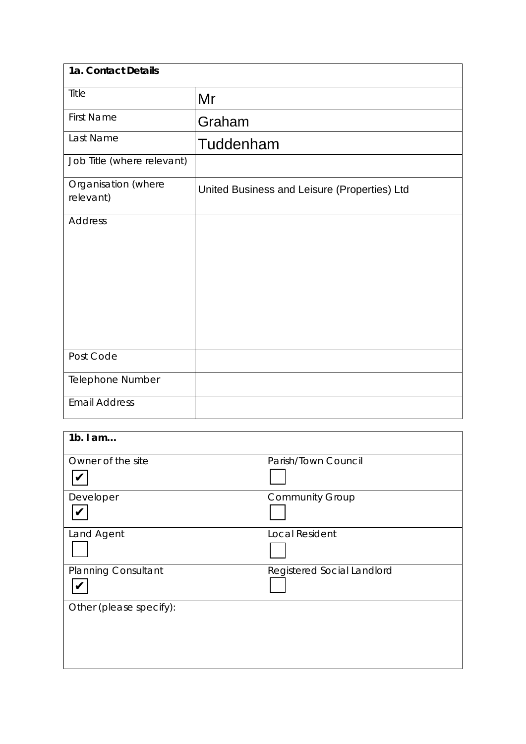| 1a. Contact Details | |
|---|---|
| Title | Mr |
| First Name | Graham |
| Last Name | Tuddenham |
| Job Title (where relevant) | |
| Organisation (where relevant) | United Business and Leisure (Properties) Ltd |
| Address | |
| Post Code | |
| Telephone Number | |
| Email Address | |

| 1b. I am… | |
|---|---|
| Owner of the site ☑ | Parish/Town Council ☐ |
| Developer ☑ | Community Group ☐ |
| Land Agent ☐ | Local Resident ☐ |
| Planning Consultant ☑ | Registered Social Landlord ☐ |
| Other (please specify): | |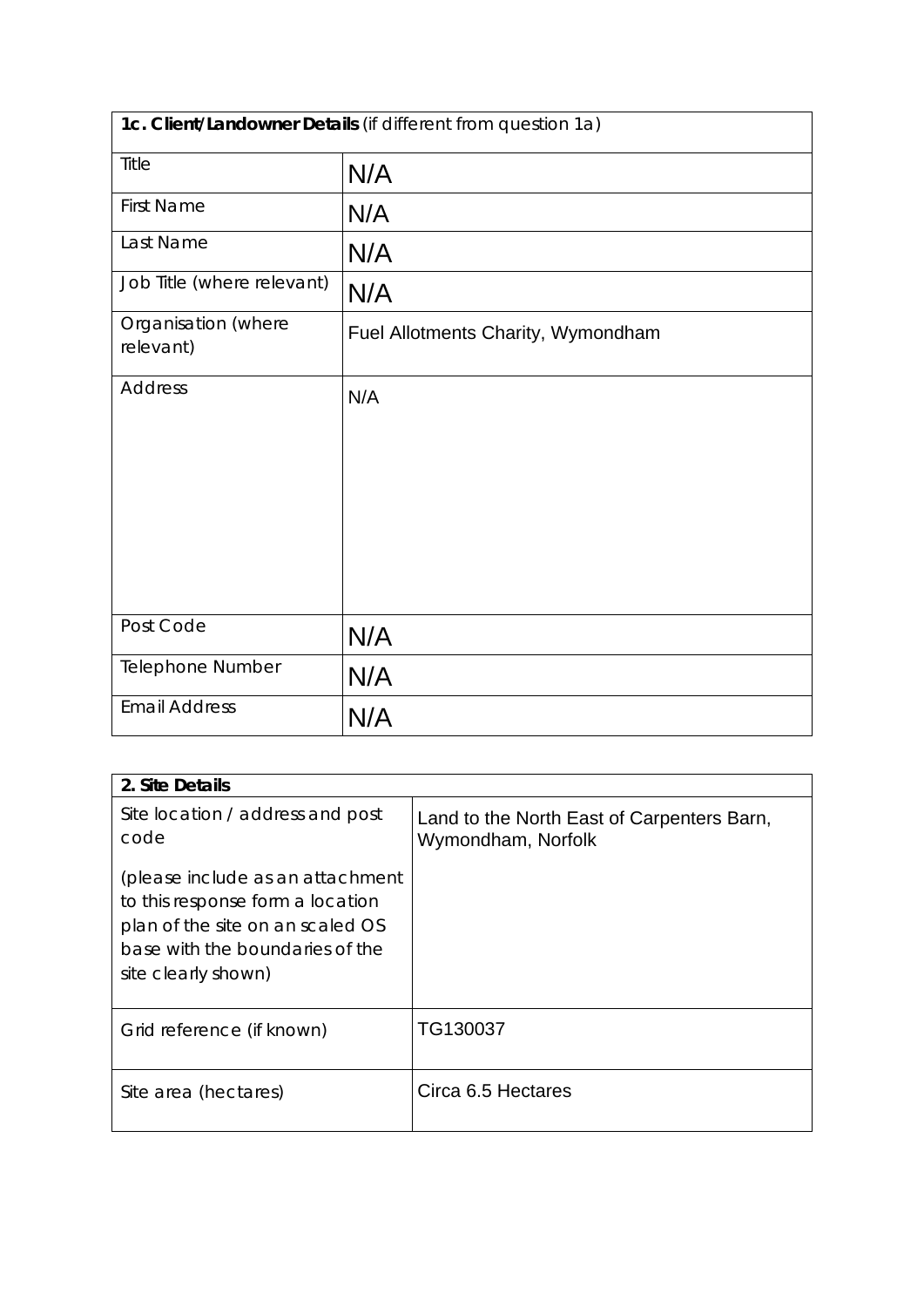| **1c. Client/Landowner Details** (if different from question 1a) | |
|---|---|
| Title | N/A |
| First Name | N/A |
| Last Name | N/A |
| Job Title (where relevant) | N/A |
| Organisation (where relevant) | Fuel Allotments Charity, Wymondham |
| Address | N/A |
| Post Code | N/A |
| Telephone Number | N/A |
| Email Address | N/A |

| **2. Site Details** | |
|---|---|
| Site location / address and post code<br><br>(please include as an attachment to this response form a location plan of the site on an scaled OS base with the boundaries of the site clearly shown) | Land to the North East of Carpenters Barn, Wymondham, Norfolk |
| Grid reference (if known) | TG130037 |
| Site area (hectares) | Circa 6.5 Hectares |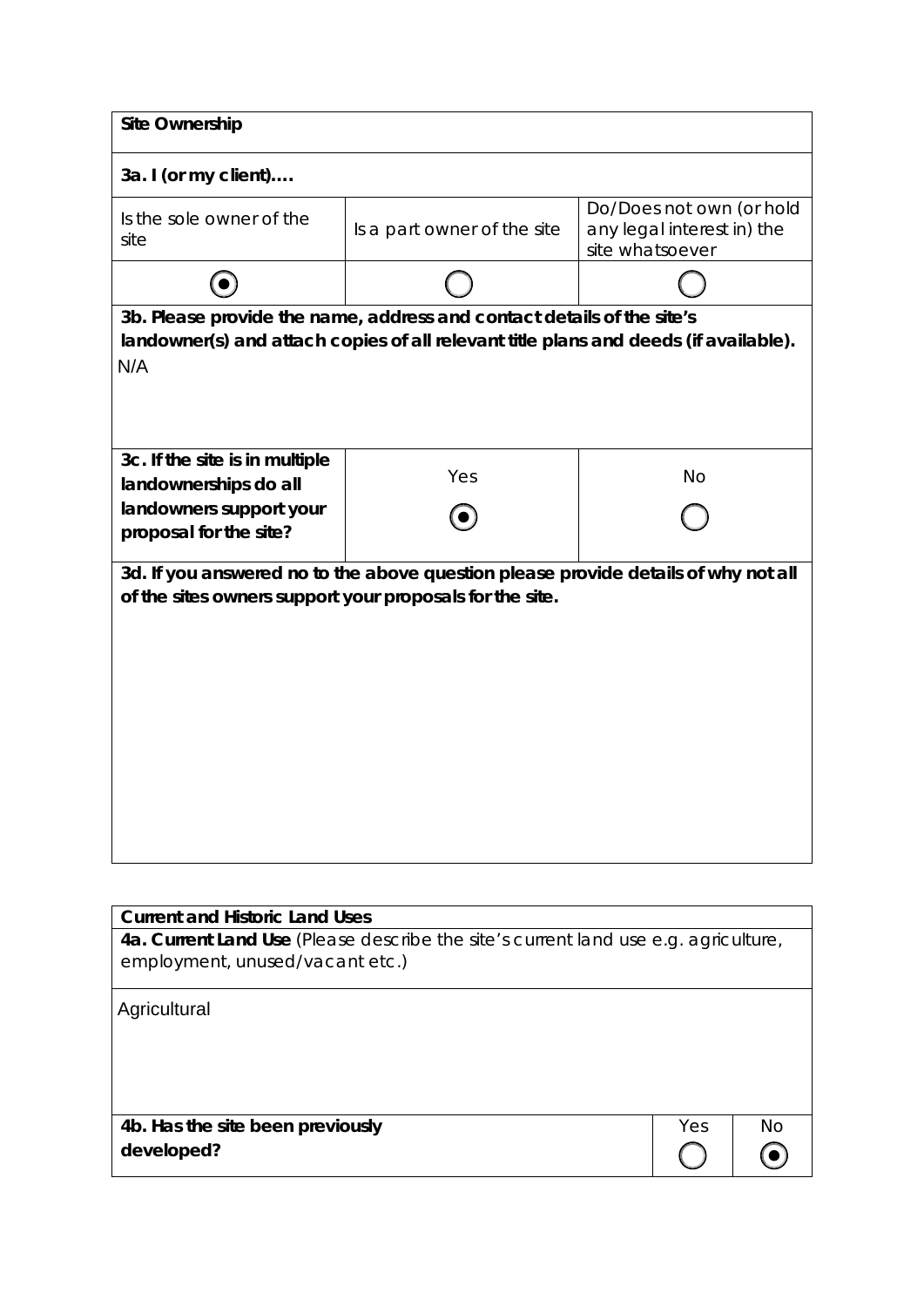**Site Ownership**

**3a. I (or my client)….**

| Is the sole owner of the site | Is a part owner of the site | Do/Does not own (or hold any legal interest in) the site whatsoever |
|---|---|---|
| ◉ | ○ | ○ |

**3b. Please provide the name, address and contact details of the site's landowner(s) and attach copies of all relevant title plans and deeds (if available).**

N/A

| **3c. If the site is in multiple landownerships do all landowners support your proposal for the site?** | Yes | No |
|---|---|---|
| | ◉ | ○ |

**3d. If you answered no to the above question please provide details of why not all of the sites owners support your proposals for the site.**

**Current and Historic Land Uses**

**4a. Current Land Use** *(Please describe the site's current land use e.g. agriculture, employment, unused/vacant etc.)*

Agricultural

| **4b. Has the site been previously developed?** | Yes | No |
|---|---|---|
| | ○ | ◉ |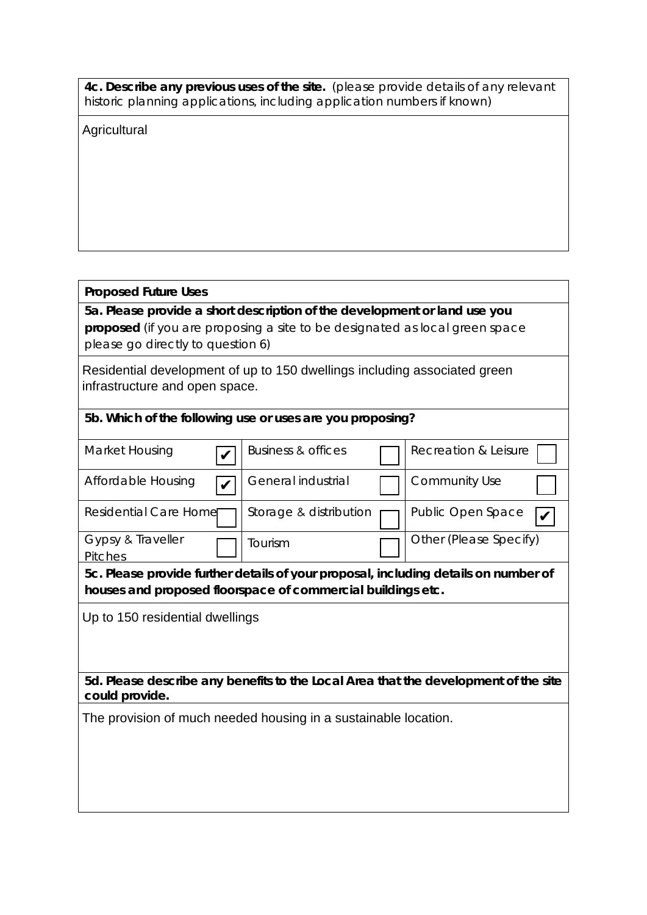**4c. Describe any previous uses of the site.** (please provide details of any relevant historic planning applications, including application numbers if known)

Agricultural

**Proposed Future Uses**

**5a. Please provide a short description of the development or land use you proposed** (if you are proposing a site to be designated as local green space please go directly to question 6)

Residential development of up to 150 dwellings including associated green infrastructure and open space.

**5b. Which of the following use or uses are you proposing?**

| | | | | | |
|---|---|---|---|---|---|
| Market Housing | ✔ | Business & offices | ☐ | Recreation & Leisure | ☐ |
| Affordable Housing | ✔ | General industrial | ☐ | Community Use | ☐ |
| Residential Care Home | ☐ | Storage & distribution | ☐ | Public Open Space | ✔ |
| Gypsy & Traveller Pitches | ☐ | Tourism | ☐ | Other (Please Specify) | |

**5c. Please provide further details of your proposal, including details on number of houses and proposed floorspace of commercial buildings etc.**

Up to 150 residential dwellings

**5d. Please describe any benefits to the Local Area that the development of the site could provide.**

The provision of much needed housing in a sustainable location.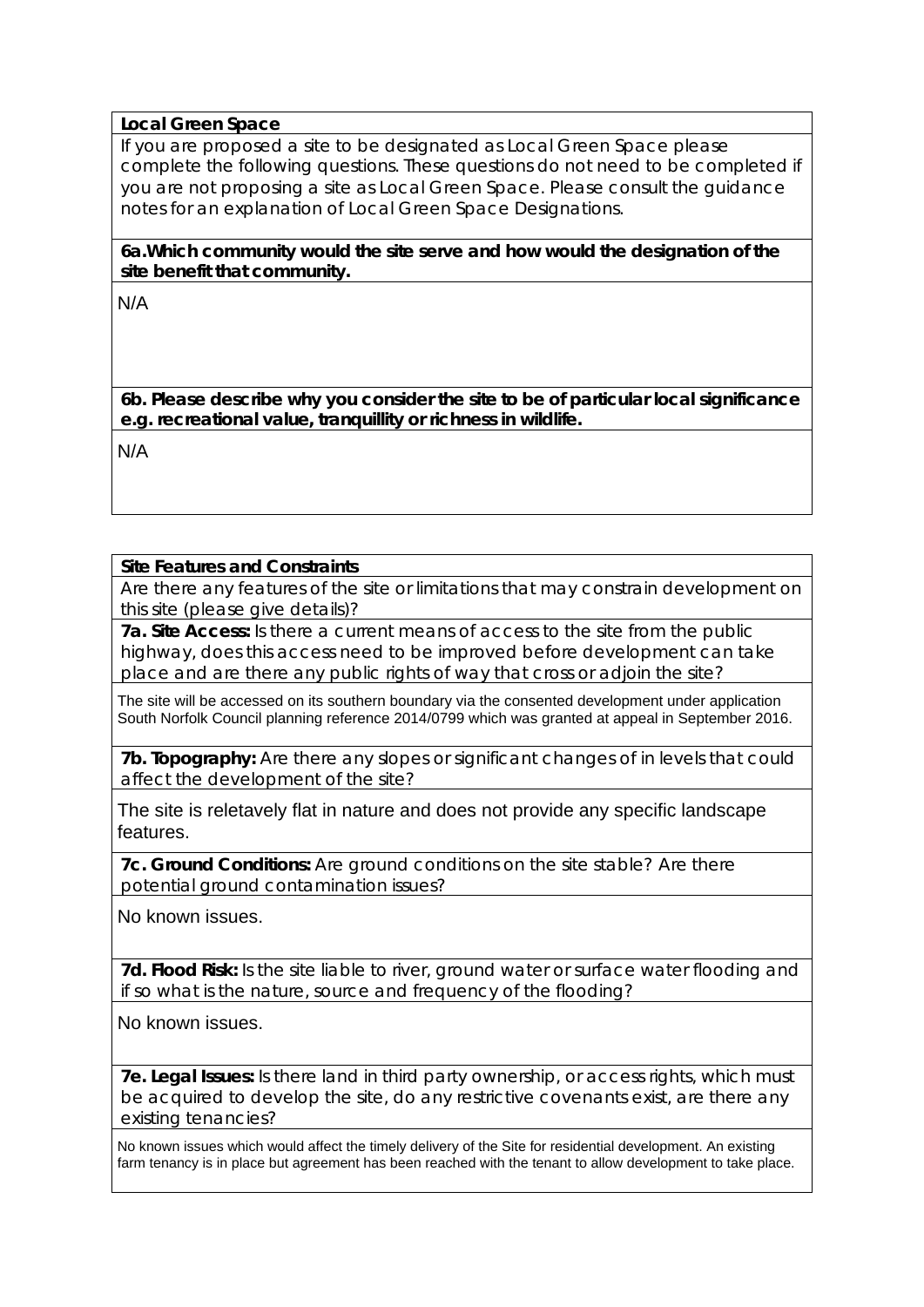**Local Green Space**

If you are proposed a site to be designated as Local Green Space please complete the following questions. These questions do not need to be completed if you are not proposing a site as Local Green Space. Please consult the guidance notes for an explanation of Local Green Space Designations.

**6a.Which community would the site serve and how would the designation of the site benefit that community.**

N/A

**6b. Please describe why you consider the site to be of particular local significance e.g. recreational value, tranquillity or richness in wildlife.**

N/A

**Site Features and Constraints**

Are there any features of the site or limitations that may constrain development on this site (please give details)?

**7a. Site Access:** Is there a current means of access to the site from the public highway, does this access need to be improved before development can take place and are there any public rights of way that cross or adjoin the site?

The site will be accessed on its southern boundary via the consented development under application South Norfolk Council planning reference 2014/0799 which was granted at appeal in September 2016.

**7b. Topography:** Are there any slopes or significant changes of in levels that could affect the development of the site?

The site is reletavely flat in nature and does not provide any specific landscape features.

**7c. Ground Conditions:** Are ground conditions on the site stable? Are there potential ground contamination issues?

No known issues.

**7d. Flood Risk:** Is the site liable to river, ground water or surface water flooding and if so what is the nature, source and frequency of the flooding?

No known issues.

**7e. Legal Issues:** Is there land in third party ownership, or access rights, which must be acquired to develop the site, do any restrictive covenants exist, are there any existing tenancies?

No known issues which would affect the timely delivery of the Site for residential development. An existing farm tenancy is in place but agreement has been reached with the tenant to allow development to take place.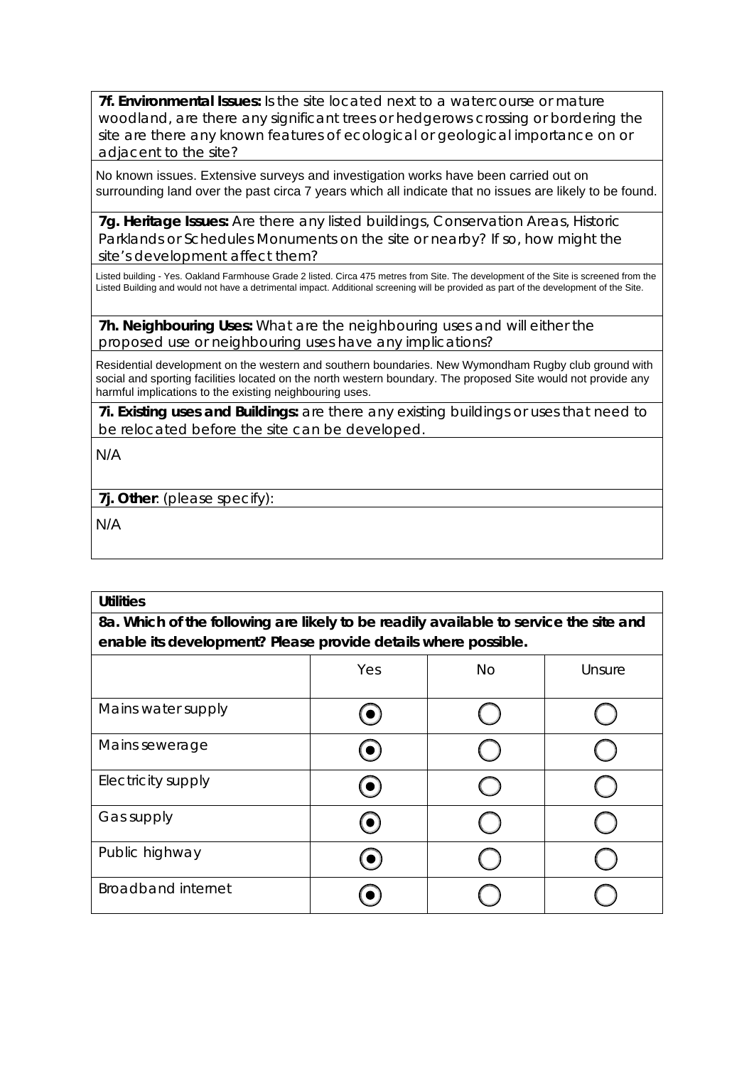**7f. Environmental Issues:** Is the site located next to a watercourse or mature woodland, are there any significant trees or hedgerows crossing or bordering the site are there any known features of ecological or geological importance on or adjacent to the site?

No known issues. Extensive surveys and investigation works have been carried out on surrounding land over the past circa 7 years which all indicate that no issues are likely to be found.

**7g. Heritage Issues:** Are there any listed buildings, Conservation Areas, Historic Parklands or Schedules Monuments on the site or nearby? If so, how might the site's development affect them?

Listed building - Yes. Oakland Farmhouse Grade 2 listed. Circa 475 metres from Site. The development of the Site is screened from the Listed Building and would not have a detrimental impact. Additional screening will be provided as part of the development of the Site.

**7h. Neighbouring Uses:** What are the neighbouring uses and will either the proposed use or neighbouring uses have any implications?

Residential development on the western and southern boundaries. New Wymondham Rugby club ground with social and sporting facilities located on the north western boundary. The proposed Site would not provide any harmful implications to the existing neighbouring uses.

**7i. Existing uses and Buildings:** are there any existing buildings or uses that need to be relocated before the site can be developed.

N/A

**7j. Other**: (please specify):

N/A

**Utilities**

**8a. Which of the following are likely to be readily available to service the site and enable its development? Please provide details where possible.**

| | Yes | No | Unsure |
|---|---|---|---|
| Mains water supply | ◉ | ○ | ○ |
| Mains sewerage | ◉ | ○ | ○ |
| Electricity supply | ◉ | ○ | ○ |
| Gas supply | ◉ | ○ | ○ |
| Public highway | ◉ | ○ | ○ |
| Broadband internet | ◉ | ○ | ○ |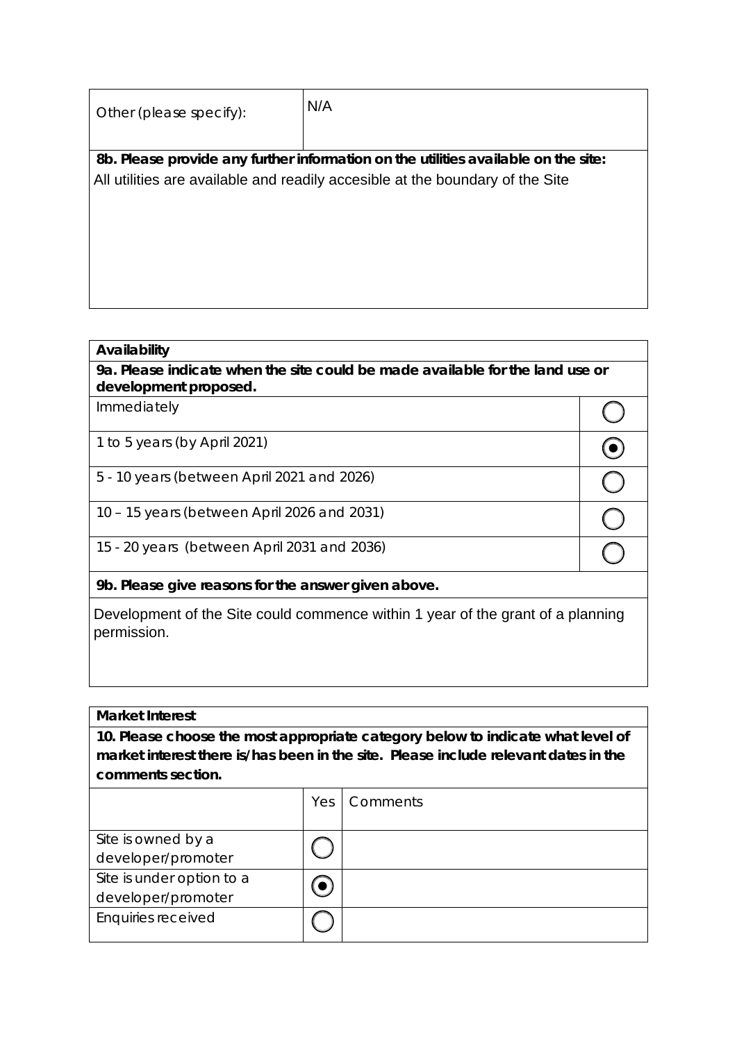| Other (please specify): | N/A |
|---|---|

**8b. Please provide any further information on the utilities available on the site:**

All utilities are available and readily accesible at the boundary of the Site

**Availability**

**9a. Please indicate when the site could be made available for the land use or development proposed.**

| Option | Selected |
|---|---|
| Immediately | ○ |
| 1 to 5 years (by April 2021) | ◉ |
| 5 - 10 years (between April 2021 and 2026) | ○ |
| 10 – 15 years (between April 2026 and 2031) | ○ |
| 15 - 20 years (between April 2031 and 2036) | ○ |

**9b. Please give reasons for the answer given above.**

Development of the Site could commence within 1 year of the grant of a planning permission.

**Market Interest**

**10. Please choose the most appropriate category below to indicate what level of market interest there is/has been in the site. Please include relevant dates in the comments section.**

| | Yes | Comments |
|---|---|---|
| Site is owned by a developer/promoter | ○ | |
| Site is under option to a developer/promoter | ◉ | |
| Enquiries received | ○ | |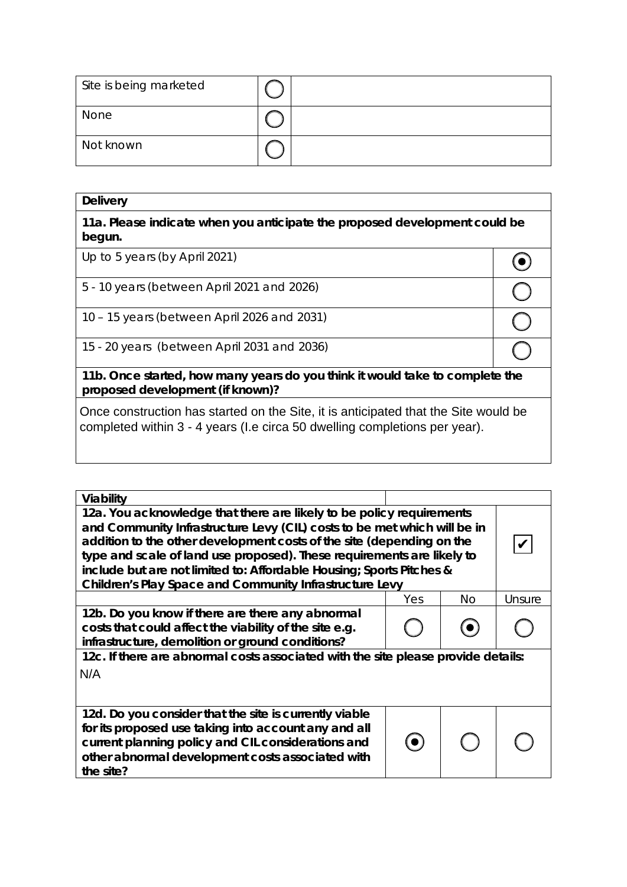| Site is being marketed | ○ | |
|---|---|---|
| None | ○ | |
| Not known | ○ | |

| **Delivery** | |
|---|---|
| **11a. Please indicate when you anticipate the proposed development could be begun.** | |
| Up to 5 years (by April 2021) | ◉ |
| 5 - 10 years (between April 2021 and 2026) | ○ |
| 10 – 15 years (between April 2026 and 2031) | ○ |
| 15 - 20 years (between April 2031 and 2036) | ○ |
| **11b. Once started, how many years do you think it would take to complete the proposed development (if known)?** | |
| Once construction has started on the Site, it is anticipated that the Site would be completed within 3 - 4 years (I.e circa 50 dwelling completions per year). | |

| **Viability** | | | |
|---|---|---|---|
| **12a. You acknowledge that there are likely to be policy requirements and Community Infrastructure Levy (CIL) costs to be met which will be in addition to the other development costs of the site (depending on the type and scale of land use proposed). These requirements are likely to include but are not limited to: Affordable Housing; Sports Pitches & Children's Play Space and Community Infrastructure Levy** | | | ✔ |
| | Yes | No | Unsure |
| **12b. Do you know if there are there any abnormal costs that could affect the viability of the site e.g. infrastructure, demolition or ground conditions?** | ○ | ◉ | ○ |
| **12c. If there are abnormal costs associated with the site please provide details:** N/A | | | |
| **12d. Do you consider that the site is currently viable for its proposed use taking into account any and all current planning policy and CIL considerations and other abnormal development costs associated with the site?** | ◉ | ○ | ○ |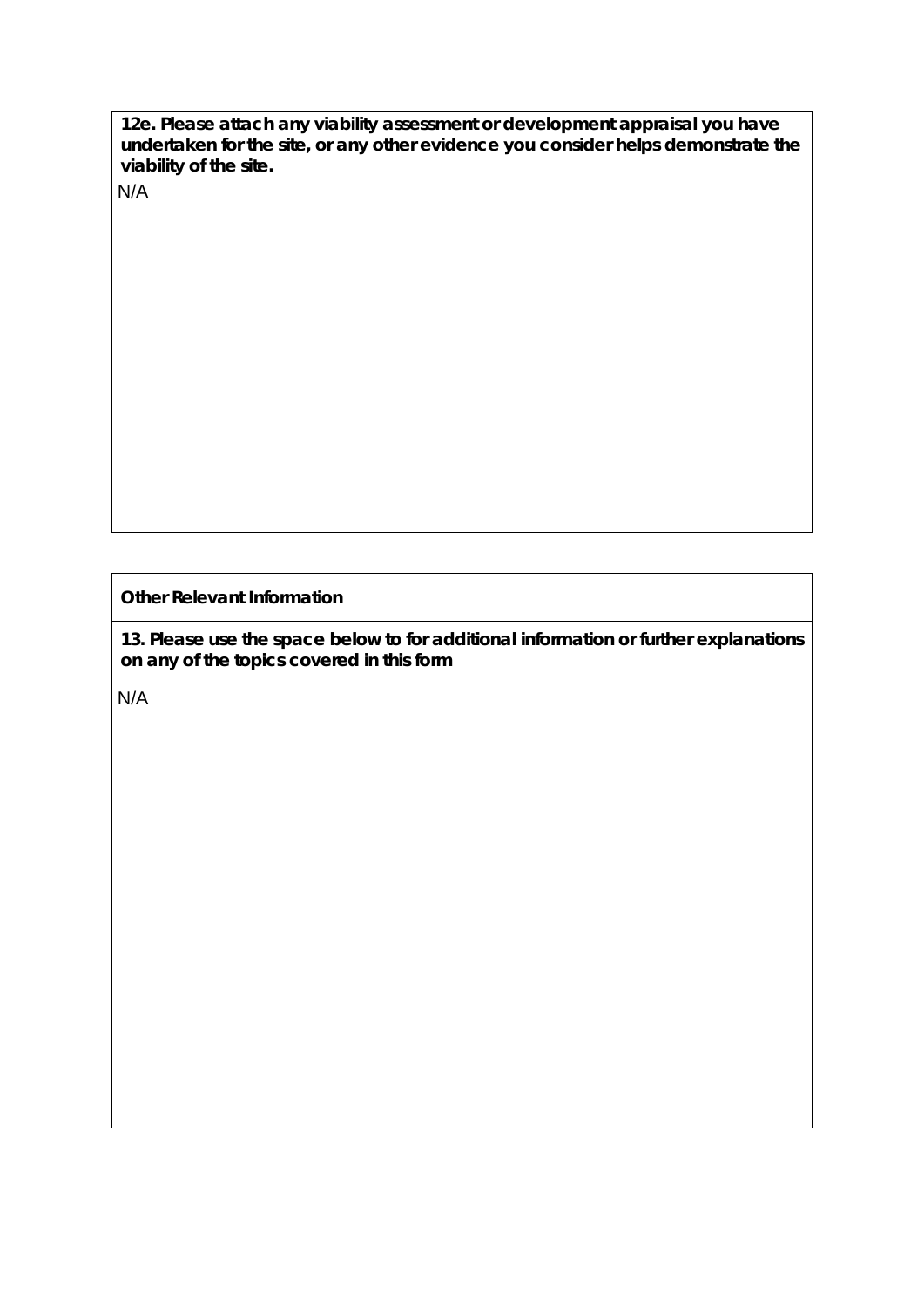**12e. Please attach any viability assessment or development appraisal you have undertaken for the site, or any other evidence you consider helps demonstrate the viability of the site.**

N/A

**Other Relevant Information**

**13. Please use the space below to for additional information or further explanations on any of the topics covered in this form**

N/A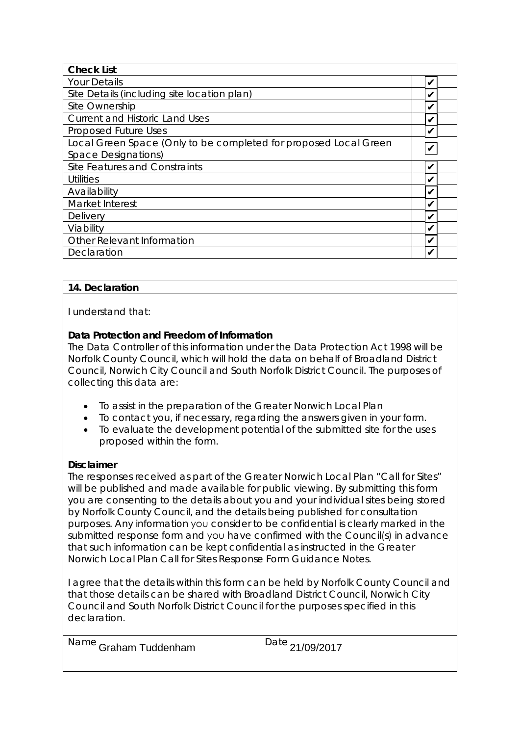| Check List | |
|---|---|
| Your Details | ✔ |
| Site Details (including site location plan) | ✔ |
| Site Ownership | ✔ |
| Current and Historic Land Uses | ✔ |
| Proposed Future Uses | ✔ |
| Local Green Space (Only to be completed for proposed Local Green Space Designations) | ✔ |
| Site Features and Constraints | ✔ |
| Utilities | ✔ |
| Availability | ✔ |
| Market Interest | ✔ |
| Delivery | ✔ |
| Viability | ✔ |
| Other Relevant Information | ✔ |
| Declaration | ✔ |

**14. Declaration**

I understand that:

**Data Protection and Freedom of Information**

The Data Controller of this information under the Data Protection Act 1998 will be Norfolk County Council, which will hold the data on behalf of Broadland District Council, Norwich City Council and South Norfolk District Council. The purposes of collecting this data are:

- To assist in the preparation of the Greater Norwich Local Plan
- To contact you, if necessary, regarding the answers given in your form.
- To evaluate the development potential of the submitted site for the uses proposed within the form.

**Disclaimer**

The responses received as part of the Greater Norwich Local Plan "Call for Sites" will be published and made available for public viewing. By submitting this form you are consenting to the details about you and your individual sites being stored by Norfolk County Council, and the details being published for consultation purposes. Any information you consider to be confidential is clearly marked in the submitted response form and you have confirmed with the Council(s) in advance that such information can be kept confidential as instructed in the Greater Norwich Local Plan Call for Sites Response Form Guidance Notes.

I agree that the details within this form can be held by Norfolk County Council and that those details can be shared with Broadland District Council, Norwich City Council and South Norfolk District Council for the purposes specified in this declaration.

| Name Graham Tuddenham | Date 21/09/2017 |
|---|---|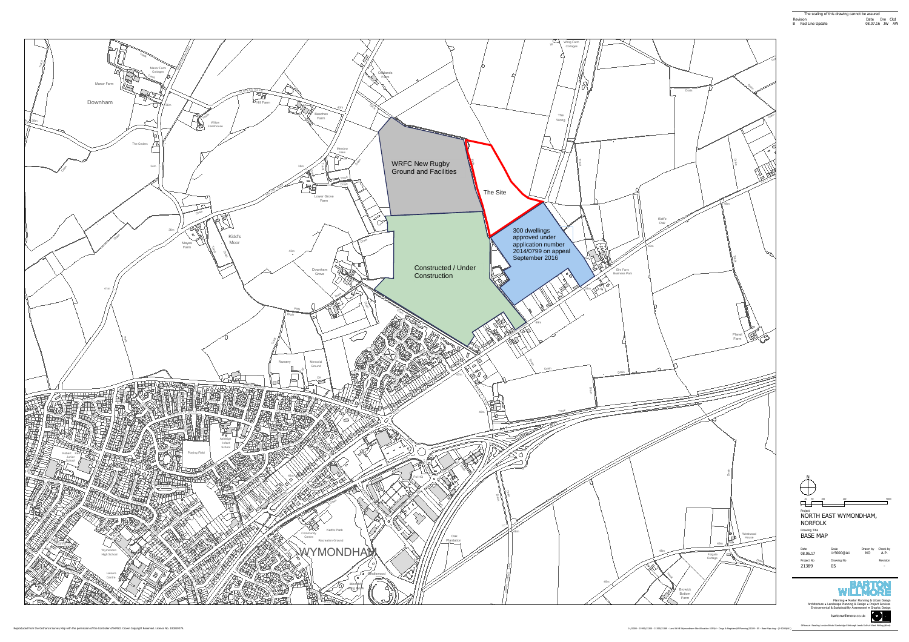The scaling of this drawing cannot be assured

| Revision | Date | Drn | Ckd |
|---|---|---|---|
| B Red Line Update | 08.07.16 | JW | AW |

WRFC New Rugby Ground and Facilities

The Site

300 dwellings approved under application number 2014/0799 on appeal September 2016

Constructed / Under Construction

Downham

Kidd's Moor

WYMONDHAM

Project
NORTH EAST WYMONDHAM, NORFOLK

Drawing Title
BASE MAP

| Date | Scale | Drawn by | Check by |
|---|---|---|---|
| 08.06.17 | 1:5000@A1 | NO | A.P. |
| Project No | Drawing No | | Revision |
| 21389 | 05 | | - |

BARTON WILLMORE

Planning • Master Planning & Urban Design
Architecture • Landscape Planning & Design • Project Services
Environmental & Sustainability Assessment • Graphic Design

bartonwillmore.co.uk

Offices at Reading London Bristol Cambridge Edinburgh Leeds Solihull Wales

Reproduced from the Ordnance Survey Map with the permission of the Controller of HMSO. Crown Copyright Reserved. Licence No. 100019279.